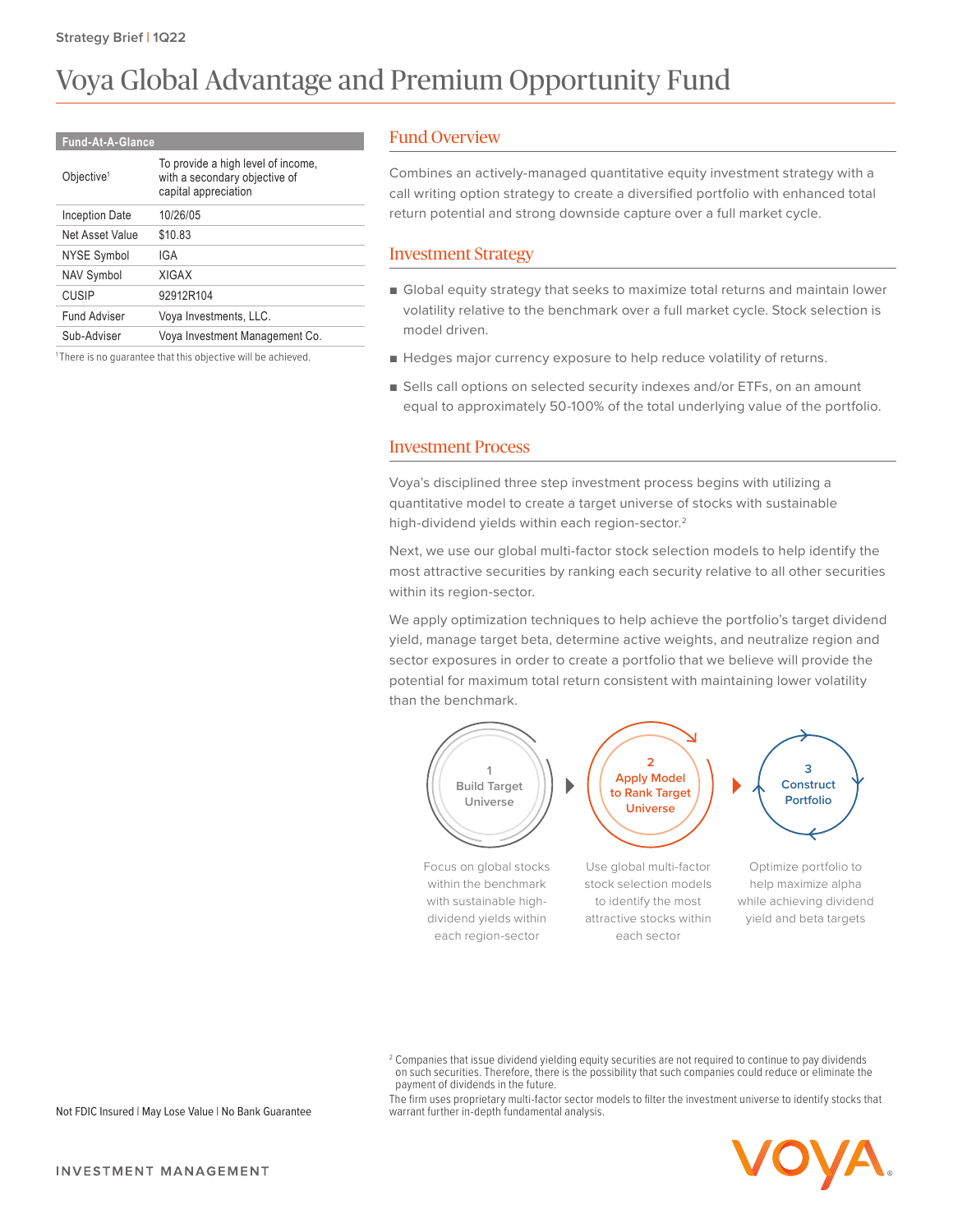Strategy Brief | 1Q22

# Voya Global Advantage and Premium Opportunity Fund

| Fund-At-A-Glance | |
|---|---|
| Objective[1] | To provide a high level of income, with a secondary objective of capital appreciation |
| Inception Date | 10/26/05 |
| Net Asset Value | $10.83 |
| NYSE Symbol | IGA |
| NAV Symbol | XIGAX |
| CUSIP | 92912R104 |
| Fund Adviser | Voya Investments, LLC. |
| Sub-Adviser | Voya Investment Management Co. |

[1] There is no guarantee that this objective will be achieved.

## Fund Overview

Combines an actively-managed quantitative equity investment strategy with a call writing option strategy to create a diversified portfolio with enhanced total return potential and strong downside capture over a full market cycle.

## Investment Strategy

- Global equity strategy that seeks to maximize total returns and maintain lower volatility relative to the benchmark over a full market cycle. Stock selection is model driven.
- Hedges major currency exposure to help reduce volatility of returns.
- Sells call options on selected security indexes and/or ETFs, on an amount equal to approximately 50-100% of the total underlying value of the portfolio.

## Investment Process

Voya's disciplined three step investment process begins with utilizing a quantitative model to create a target universe of stocks with sustainable high-dividend yields within each region-sector.[2]

Next, we use our global multi-factor stock selection models to help identify the most attractive securities by ranking each security relative to all other securities within its region-sector.

We apply optimization techniques to help achieve the portfolio's target dividend yield, manage target beta, determine active weights, and neutralize region and sector exposures in order to create a portfolio that we believe will provide the potential for maximum total return consistent with maintaining lower volatility than the benchmark.

**1 Build Target Universe**

Focus on global stocks within the benchmark with sustainable high-dividend yields within each region-sector

**2 Apply Model to Rank Target Universe**

Use global multi-factor stock selection models to identify the most attractive stocks within each sector

**3 Construct Portfolio**

Optimize portfolio to help maximize alpha while achieving dividend yield and beta targets

[2] Companies that issue dividend yielding equity securities are not required to continue to pay dividends on such securities. Therefore, there is the possibility that such companies could reduce or eliminate the payment of dividends in the future.

The firm uses proprietary multi-factor sector models to filter the investment universe to identify stocks that warrant further in-depth fundamental analysis.

Not FDIC Insured | May Lose Value | No Bank Guarantee

INVESTMENT MANAGEMENT

VOYA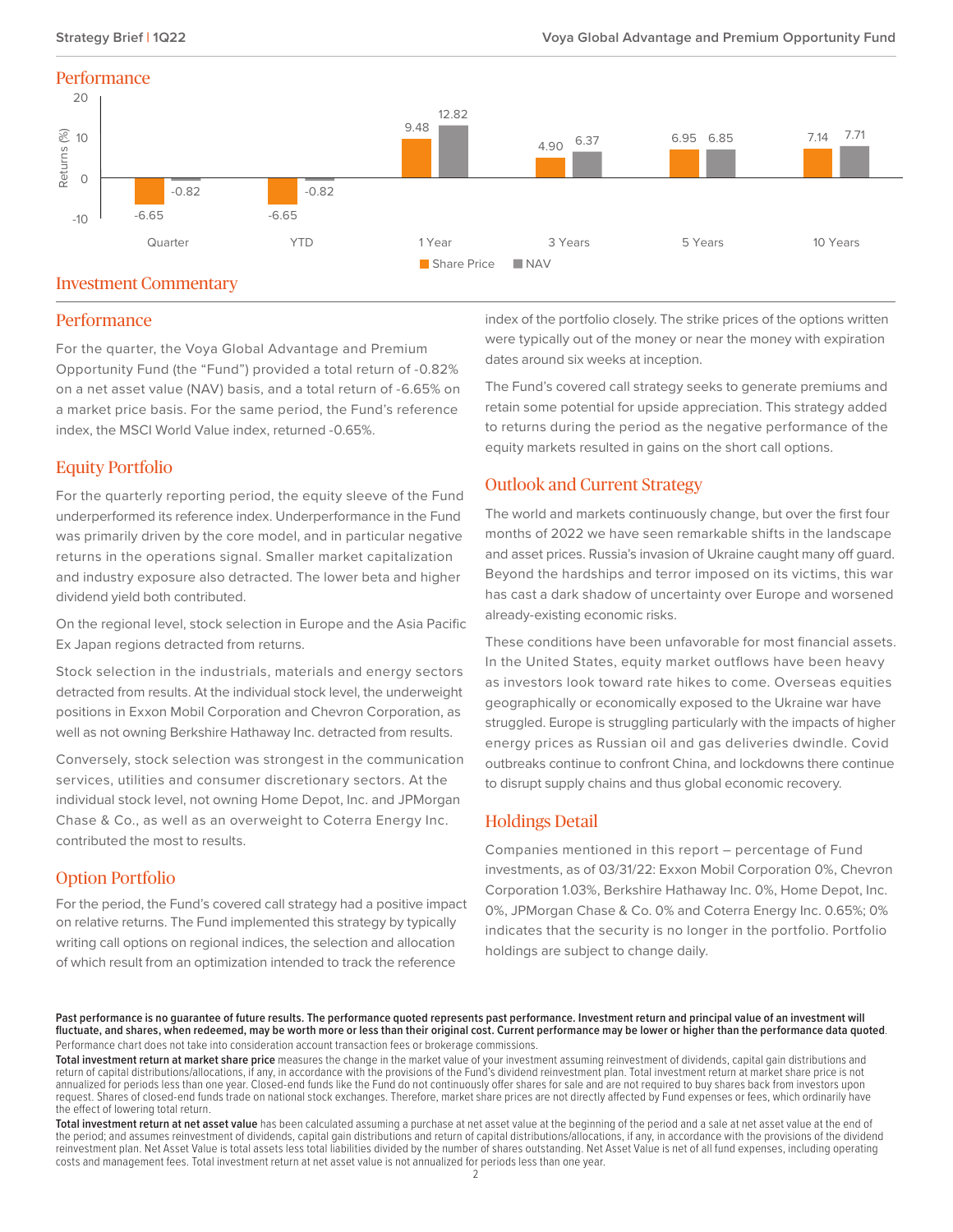## Performance

| | Quarter | YTD | 1 Year | 3 Years | 5 Years | 10 Years |
|---|---|---|---|---|---|---|
| Share Price | -6.65 | -6.65 | 9.48 | 4.90 | 6.95 | 7.14 |
| NAV | -0.82 | -0.82 | 12.82 | 6.37 | 6.85 | 7.71 |

Returns (%)

## Investment Commentary

### Performance

For the quarter, the Voya Global Advantage and Premium Opportunity Fund (the "Fund") provided a total return of -0.82% on a net asset value (NAV) basis, and a total return of -6.65% on a market price basis. For the same period, the Fund's reference index, the MSCI World Value index, returned -0.65%.

### Equity Portfolio

For the quarterly reporting period, the equity sleeve of the Fund underperformed its reference index. Underperformance in the Fund was primarily driven by the core model, and in particular negative returns in the operations signal. Smaller market capitalization and industry exposure also detracted. The lower beta and higher dividend yield both contributed.

On the regional level, stock selection in Europe and the Asia Pacific Ex Japan regions detracted from returns.

Stock selection in the industrials, materials and energy sectors detracted from results. At the individual stock level, the underweight positions in Exxon Mobil Corporation and Chevron Corporation, as well as not owning Berkshire Hathaway Inc. detracted from results.

Conversely, stock selection was strongest in the communication services, utilities and consumer discretionary sectors. At the individual stock level, not owning Home Depot, Inc. and JPMorgan Chase & Co., as well as an overweight to Coterra Energy Inc. contributed the most to results.

### Option Portfolio

For the period, the Fund's covered call strategy had a positive impact on relative returns. The Fund implemented this strategy by typically writing call options on regional indices, the selection and allocation of which result from an optimization intended to track the reference index of the portfolio closely. The strike prices of the options written were typically out of the money or near the money with expiration dates around six weeks at inception.

The Fund's covered call strategy seeks to generate premiums and retain some potential for upside appreciation. This strategy added to returns during the period as the negative performance of the equity markets resulted in gains on the short call options.

### Outlook and Current Strategy

The world and markets continuously change, but over the first four months of 2022 we have seen remarkable shifts in the landscape and asset prices. Russia's invasion of Ukraine caught many off guard. Beyond the hardships and terror imposed on its victims, this war has cast a dark shadow of uncertainty over Europe and worsened already-existing economic risks.

These conditions have been unfavorable for most financial assets. In the United States, equity market outflows have been heavy as investors look toward rate hikes to come. Overseas equities geographically or economically exposed to the Ukraine war have struggled. Europe is struggling particularly with the impacts of higher energy prices as Russian oil and gas deliveries dwindle. Covid outbreaks continue to confront China, and lockdowns there continue to disrupt supply chains and thus global economic recovery.

### Holdings Detail

Companies mentioned in this report – percentage of Fund investments, as of 03/31/22: Exxon Mobil Corporation 0%, Chevron Corporation 1.03%, Berkshire Hathaway Inc. 0%, Home Depot, Inc. 0%, JPMorgan Chase & Co. 0% and Coterra Energy Inc. 0.65%; 0% indicates that the security is no longer in the portfolio. Portfolio holdings are subject to change daily.

**Past performance is no guarantee of future results. The performance quoted represents past performance. Investment return and principal value of an investment will fluctuate, and shares, when redeemed, may be worth more or less than their original cost. Current performance may be lower or higher than the performance data quoted.** Performance chart does not take into consideration account transaction fees or brokerage commissions.

**Total investment return at market share price** measures the change in the market value of your investment assuming reinvestment of dividends, capital gain distributions and return of capital distributions/allocations, if any, in accordance with the provisions of the Fund's dividend reinvestment plan. Total investment return at market share price is not annualized for periods less than one year. Closed-end funds like the Fund do not continuously offer shares for sale and are not required to buy shares back from investors upon request. Shares of closed-end funds trade on national stock exchanges. Therefore, market share prices are not directly affected by Fund expenses or fees, which ordinarily have the effect of lowering total return.

**Total investment return at net asset value** has been calculated assuming a purchase at net asset value at the beginning of the period and a sale at net asset value at the end of the period; and assumes reinvestment of dividends, capital gain distributions and return of capital distributions/allocations, if any, in accordance with the provisions of the dividend reinvestment plan. Net Asset Value is total assets less total liabilities divided by the number of shares outstanding. Net Asset Value is net of all fund expenses, including operating costs and management fees. Total investment return at net asset value is not annualized for periods less than one year.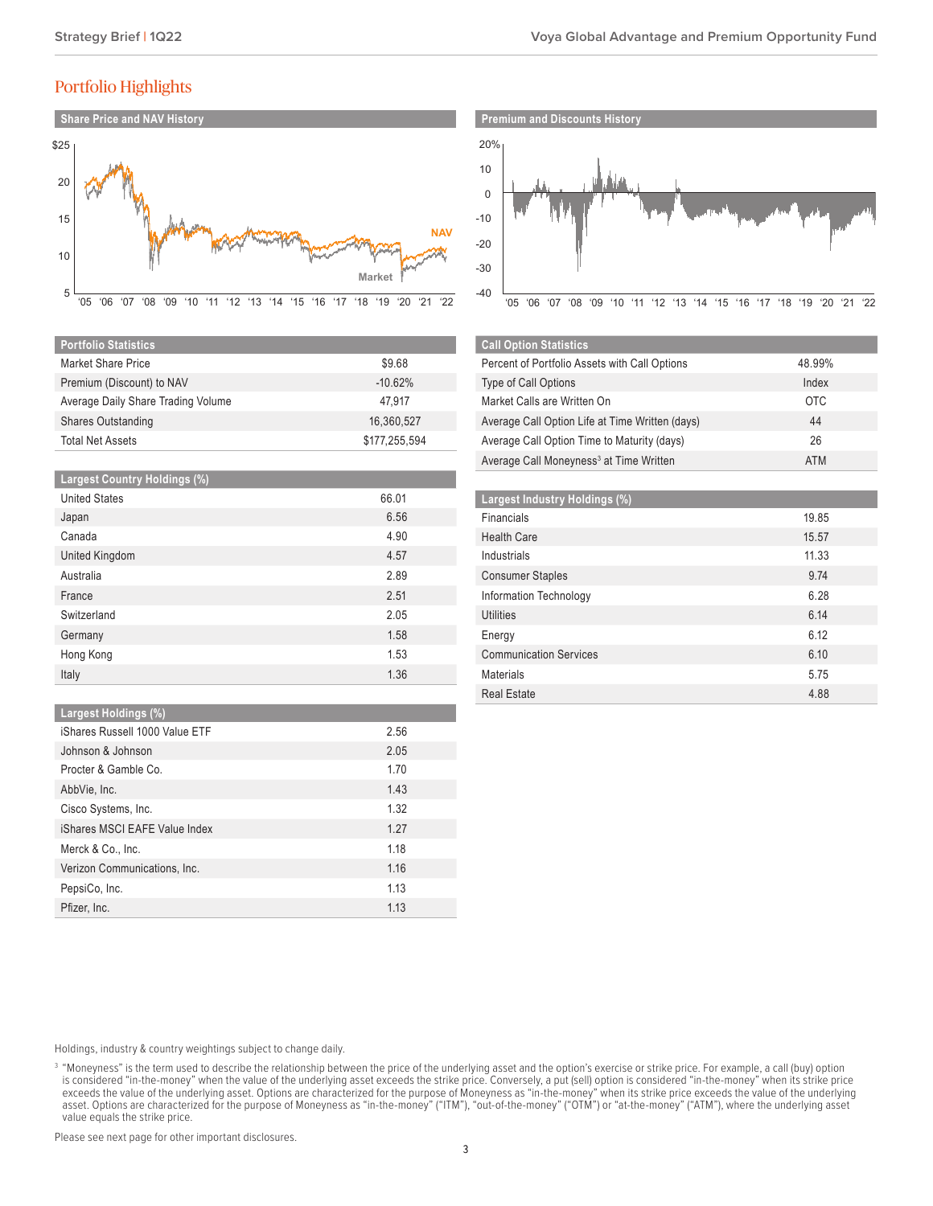## Portfolio Highlights

### Share Price and NAV History

### Premium and Discounts History

| Portfolio Statistics | |
|---|---|
| Market Share Price | $9.68 |
| Premium (Discount) to NAV | -10.62% |
| Average Daily Share Trading Volume | 47,917 |
| Shares Outstanding | 16,360,527 |
| Total Net Assets | $177,255,594 |

| Largest Country Holdings (%) | |
|---|---|
| United States | 66.01 |
| Japan | 6.56 |
| Canada | 4.90 |
| United Kingdom | 4.57 |
| Australia | 2.89 |
| France | 2.51 |
| Switzerland | 2.05 |
| Germany | 1.58 |
| Hong Kong | 1.53 |
| Italy | 1.36 |

| Largest Holdings (%) | |
|---|---|
| iShares Russell 1000 Value ETF | 2.56 |
| Johnson & Johnson | 2.05 |
| Procter & Gamble Co. | 1.70 |
| AbbVie, Inc. | 1.43 |
| Cisco Systems, Inc. | 1.32 |
| iShares MSCI EAFE Value Index | 1.27 |
| Merck & Co., Inc. | 1.18 |
| Verizon Communications, Inc. | 1.16 |
| PepsiCo, Inc. | 1.13 |
| Pfizer, Inc. | 1.13 |

| Call Option Statistics | |
|---|---|
| Percent of Portfolio Assets with Call Options | 48.99% |
| Type of Call Options | Index |
| Market Calls are Written On | OTC |
| Average Call Option Life at Time Written (days) | 44 |
| Average Call Option Time to Maturity (days) | 26 |
| Average Call Moneyness[3] at Time Written | ATM |

| Largest Industry Holdings (%) | |
|---|---|
| Financials | 19.85 |
| Health Care | 15.57 |
| Industrials | 11.33 |
| Consumer Staples | 9.74 |
| Information Technology | 6.28 |
| Utilities | 6.14 |
| Energy | 6.12 |
| Communication Services | 6.10 |
| Materials | 5.75 |
| Real Estate | 4.88 |

Holdings, industry & country weightings subject to change daily.

[3] "Moneyness" is the term used to describe the relationship between the price of the underlying asset and the option's exercise or strike price. For example, a call (buy) option is considered "in-the-money" when the value of the underlying asset exceeds the strike price. Conversely, a put (sell) option is considered "in-the-money" when its strike price exceeds the value of the underlying asset. Options are characterized for the purpose of Moneyness as "in-the-money" when its strike price exceeds the value of the underlying asset. Options are characterized for the purpose of Moneyness as "in-the-money" ("ITM"), "out-of-the-money" ("OTM") or "at-the-money" ("ATM"), where the underlying asset value equals the strike price.

Please see next page for other important disclosures.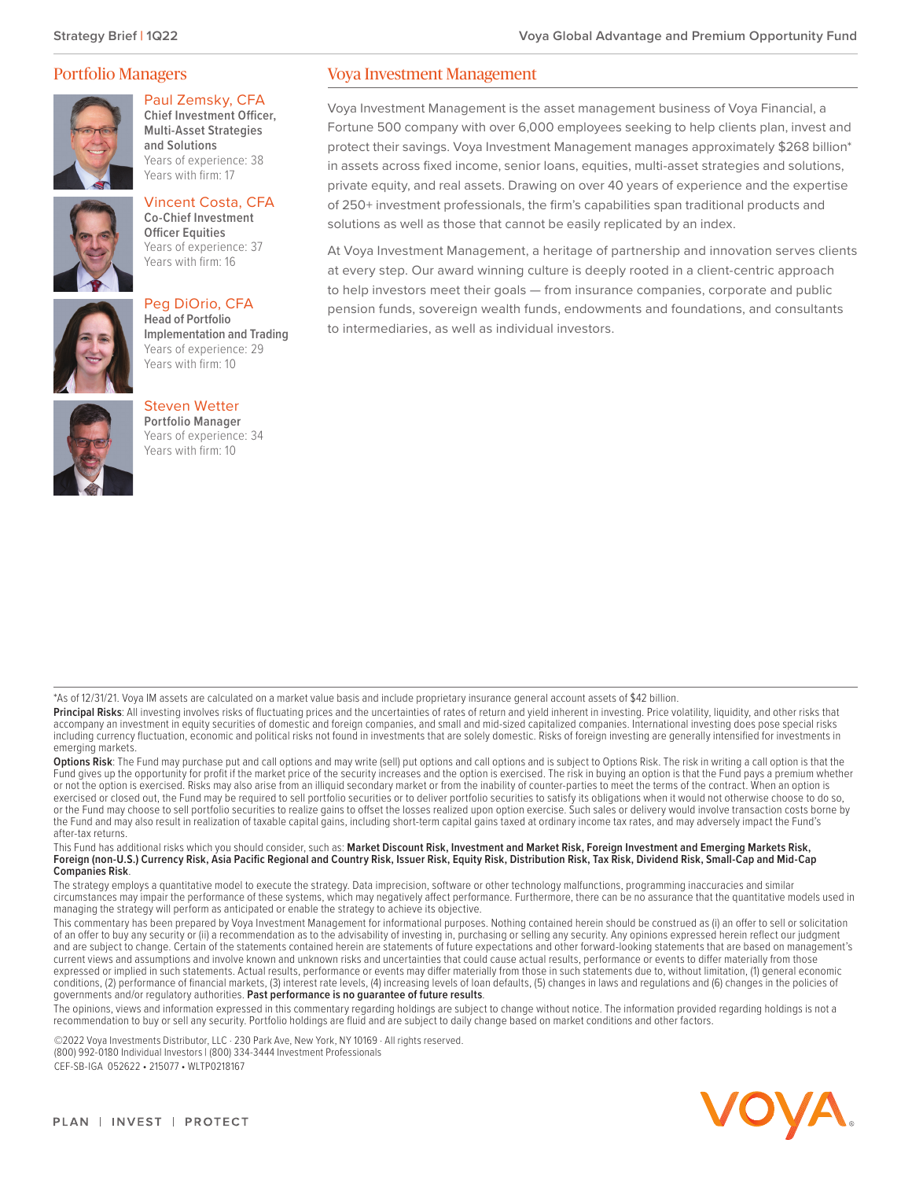## Portfolio Managers

**Paul Zemsky, CFA**
Chief Investment Officer, Multi-Asset Strategies and Solutions
Years of experience: 38
Years with firm: 17

**Vincent Costa, CFA**
Co-Chief Investment Officer Equities
Years of experience: 37
Years with firm: 16

**Peg DiOrio, CFA**
Head of Portfolio Implementation and Trading
Years of experience: 29
Years with firm: 10

**Steven Wetter**
Portfolio Manager
Years of experience: 34
Years with firm: 10

## Voya Investment Management

Voya Investment Management is the asset management business of Voya Financial, a Fortune 500 company with over 6,000 employees seeking to help clients plan, invest and protect their savings. Voya Investment Management manages approximately $268 billion* in assets across fixed income, senior loans, equities, multi-asset strategies and solutions, private equity, and real assets. Drawing on over 40 years of experience and the expertise of 250+ investment professionals, the firm's capabilities span traditional products and solutions as well as those that cannot be easily replicated by an index.

At Voya Investment Management, a heritage of partnership and innovation serves clients at every step. Our award winning culture is deeply rooted in a client-centric approach to help investors meet their goals — from insurance companies, corporate and public pension funds, sovereign wealth funds, endowments and foundations, and consultants to intermediaries, as well as individual investors.

*As of 12/31/21. Voya IM assets are calculated on a market value basis and include proprietary insurance general account assets of $42 billion.

**Principal Risks**: All investing involves risks of fluctuating prices and the uncertainties of rates of return and yield inherent in investing. Price volatility, liquidity, and other risks that accompany an investment in equity securities of domestic and foreign companies, and small and mid-sized capitalized companies. International investing does pose special risks including currency fluctuation, economic and political risks not found in investments that are solely domestic. Risks of foreign investing are generally intensified for investments in emerging markets.

**Options Risk**: The Fund may purchase put and call options and may write (sell) put options and call options and is subject to Options Risk. The risk in writing a call option is that the Fund gives up the opportunity for profit if the market price of the security increases and the option is exercised. The risk in buying an option is that the Fund pays a premium whether or not the option is exercised. Risks may also arise from an illiquid secondary market or from the inability of counter-parties to meet the terms of the contract. When an option is exercised or closed out, the Fund may be required to sell portfolio securities or to deliver portfolio securities to satisfy its obligations when it would not otherwise choose to do so, or the Fund may choose to sell portfolio securities to realize gains to offset the losses realized upon option exercise. Such sales or delivery would involve transaction costs borne by the Fund and may also result in realization of taxable capital gains, including short-term capital gains taxed at ordinary income tax rates, and may adversely impact the Fund's after-tax returns.

This Fund has additional risks which you should consider, such as: **Market Discount Risk, Investment and Market Risk, Foreign Investment and Emerging Markets Risk, Foreign (non-U.S.) Currency Risk, Asia Pacific Regional and Country Risk, Issuer Risk, Equity Risk, Distribution Risk, Tax Risk, Dividend Risk, Small-Cap and Mid-Cap Companies Risk**.

The strategy employs a quantitative model to execute the strategy. Data imprecision, software or other technology malfunctions, programming inaccuracies and similar circumstances may impair the performance of these systems, which may negatively affect performance. Furthermore, there can be no assurance that the quantitative models used in managing the strategy will perform as anticipated or enable the strategy to achieve its objective.

This commentary has been prepared by Voya Investment Management for informational purposes. Nothing contained herein should be construed as (i) an offer to sell or solicitation of an offer to buy any security or (ii) a recommendation as to the advisability of investing in, purchasing or selling any security. Any opinions expressed herein reflect our judgment and are subject to change. Certain of the statements contained herein are statements of future expectations and other forward-looking statements that are based on management's current views and assumptions and involve known and unknown risks and uncertainties that could cause actual results, performance or events to differ materially from those expressed or implied in such statements. Actual results, performance or events may differ materially from those in such statements due to, without limitation, (1) general economic conditions, (2) performance of financial markets, (3) interest rate levels, (4) increasing levels of loan defaults, (5) changes in laws and regulations and (6) changes in the policies of governments and/or regulatory authorities. **Past performance is no guarantee of future results**.

The opinions, views and information expressed in this commentary regarding holdings are subject to change without notice. The information provided regarding holdings is not a recommendation to buy or sell any security. Portfolio holdings are fluid and are subject to daily change based on market conditions and other factors.

©2022 Voya Investments Distributor, LLC · 230 Park Ave, New York, NY 10169 · All rights reserved.
(800) 992-0180 Individual Investors | (800) 334-3444 Investment Professionals
CEF-SB-IGA 052622 • 215077 • WLTP0218167

PLAN | INVEST | PROTECT

VOYA